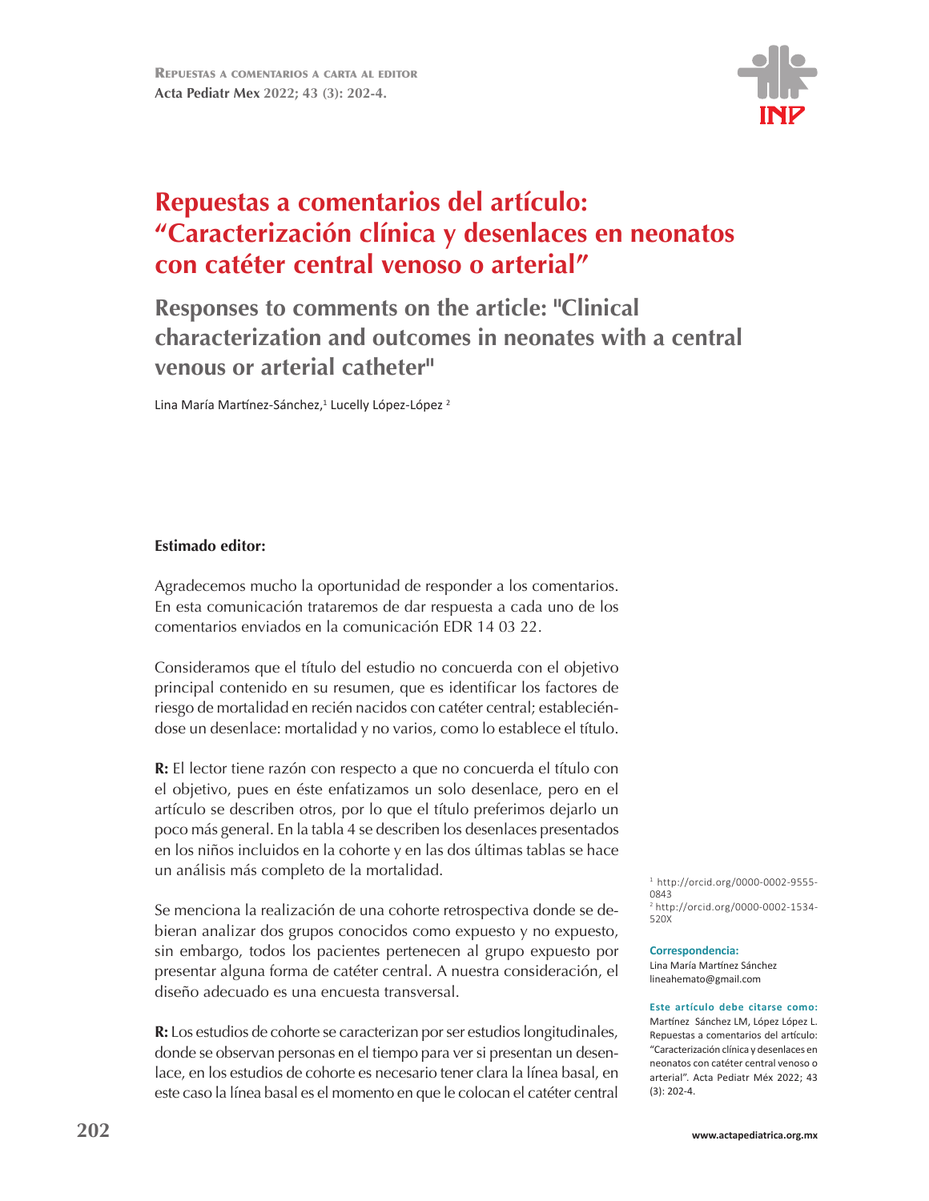# Repuestas a comentarios del artículo: "Caracterización clínica y desenlaces en neonatos con catéter central venoso o arterial"

## Responses to comments on the article: "Clinical characterization and outcomes in neonates with a central venous or arterial catheter"

Lina María Martínez-Sánchez,[1] Lucelly López-López [2]

**Estimado editor:**

Agradecemos mucho la oportunidad de responder a los comentarios. En esta comunicación trataremos de dar respuesta a cada uno de los comentarios enviados en la comunicación EDR 14 03 22.

Consideramos que el título del estudio no concuerda con el objetivo principal contenido en su resumen, que es identificar los factores de riesgo de mortalidad en recién nacidos con catéter central; estableciéndose un desenlace: mortalidad y no varios, como lo establece el título.

**R:** El lector tiene razón con respecto a que no concuerda el título con el objetivo, pues en éste enfatizamos un solo desenlace, pero en el artículo se describen otros, por lo que el título preferimos dejarlo un poco más general. En la tabla 4 se describen los desenlaces presentados en los niños incluidos en la cohorte y en las dos últimas tablas se hace un análisis más completo de la mortalidad.

Se menciona la realización de una cohorte retrospectiva donde se debieran analizar dos grupos conocidos como expuesto y no expuesto, sin embargo, todos los pacientes pertenecen al grupo expuesto por presentar alguna forma de catéter central. A nuestra consideración, el diseño adecuado es una encuesta transversal.

**R:** Los estudios de cohorte se caracterizan por ser estudios longitudinales, donde se observan personas en el tiempo para ver si presentan un desenlace, en los estudios de cohorte es necesario tener clara la línea basal, en este caso la línea basal es el momento en que le colocan el catéter central

[1] http://orcid.org/0000-0002-9555-0843
[2] http://orcid.org/0000-0002-1534-520X

**Correspondencia:**
Lina María Martínez Sánchez
lineahemato@gmail.com

**Este artículo debe citarse como:**
Martínez Sánchez LM, López López L. Repuestas a comentarios del artículo: "Caracterización clínica y desenlaces en neonatos con catéter central venoso o arterial". Acta Pediatr Méx 2022; 43 (3): 202-4.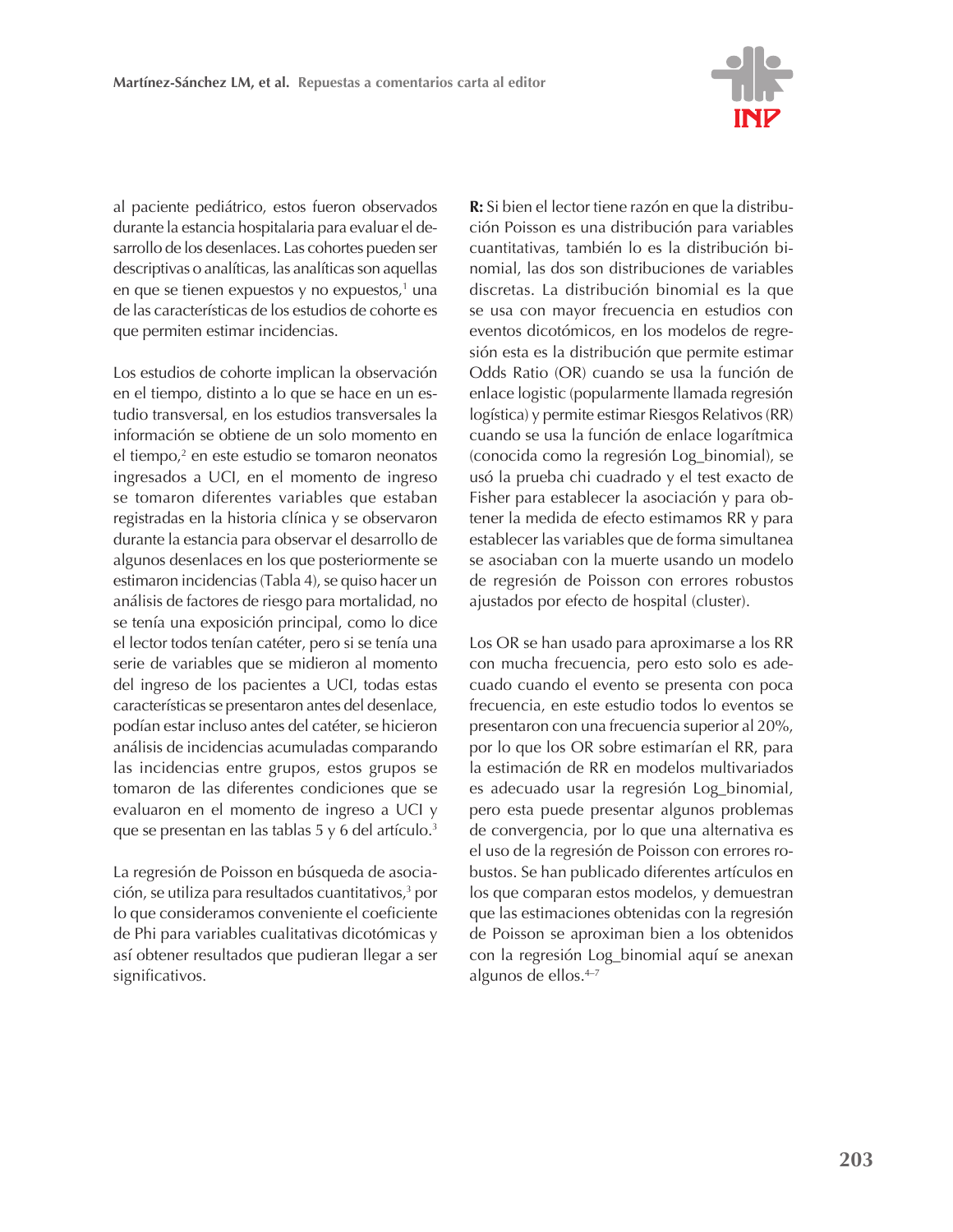al paciente pediátrico, estos fueron observados durante la estancia hospitalaria para evaluar el desarrollo de los desenlaces. Las cohortes pueden ser descriptivas o analíticas, las analíticas son aquellas en que se tienen expuestos y no expuestos,[1] una de las características de los estudios de cohorte es que permiten estimar incidencias.

Los estudios de cohorte implican la observación en el tiempo, distinto a lo que se hace en un estudio transversal, en los estudios transversales la información se obtiene de un solo momento en el tiempo,[2] en este estudio se tomaron neonatos ingresados a UCI, en el momento de ingreso se tomaron diferentes variables que estaban registradas en la historia clínica y se observaron durante la estancia para observar el desarrollo de algunos desenlaces en los que posteriormente se estimaron incidencias (Tabla 4), se quiso hacer un análisis de factores de riesgo para mortalidad, no se tenía una exposición principal, como lo dice el lector todos tenían catéter, pero si se tenía una serie de variables que se midieron al momento del ingreso de los pacientes a UCI, todas estas características se presentaron antes del desenlace, podían estar incluso antes del catéter, se hicieron análisis de incidencias acumuladas comparando las incidencias entre grupos, estos grupos se tomaron de las diferentes condiciones que se evaluaron en el momento de ingreso a UCI y que se presentan en las tablas 5 y 6 del artículo.[3]

La regresión de Poisson en búsqueda de asociación, se utiliza para resultados cuantitativos,[3] por lo que consideramos conveniente el coeficiente de Phi para variables cualitativas dicotómicas y así obtener resultados que pudieran llegar a ser significativos.

**R:** Si bien el lector tiene razón en que la distribución Poisson es una distribución para variables cuantitativas, también lo es la distribución binomial, las dos son distribuciones de variables discretas. La distribución binomial es la que se usa con mayor frecuencia en estudios con eventos dicotómicos, en los modelos de regresión esta es la distribución que permite estimar Odds Ratio (OR) cuando se usa la función de enlace logistic (popularmente llamada regresión logística) y permite estimar Riesgos Relativos (RR) cuando se usa la función de enlace logarítmica (conocida como la regresión Log_binomial), se usó la prueba chi cuadrado y el test exacto de Fisher para establecer la asociación y para obtener la medida de efecto estimamos RR y para establecer las variables que de forma simultanea se asociaban con la muerte usando un modelo de regresión de Poisson con errores robustos ajustados por efecto de hospital (cluster).

Los OR se han usado para aproximarse a los RR con mucha frecuencia, pero esto solo es adecuado cuando el evento se presenta con poca frecuencia, en este estudio todos lo eventos se presentaron con una frecuencia superior al 20%, por lo que los OR sobre estimarían el RR, para la estimación de RR en modelos multivariados es adecuado usar la regresión Log_binomial, pero esta puede presentar algunos problemas de convergencia, por lo que una alternativa es el uso de la regresión de Poisson con errores robustos. Se han publicado diferentes artículos en los que comparan estos modelos, y demuestran que las estimaciones obtenidas con la regresión de Poisson se aproximan bien a los obtenidos con la regresión Log_binomial aquí se anexan algunos de ellos.[4–7]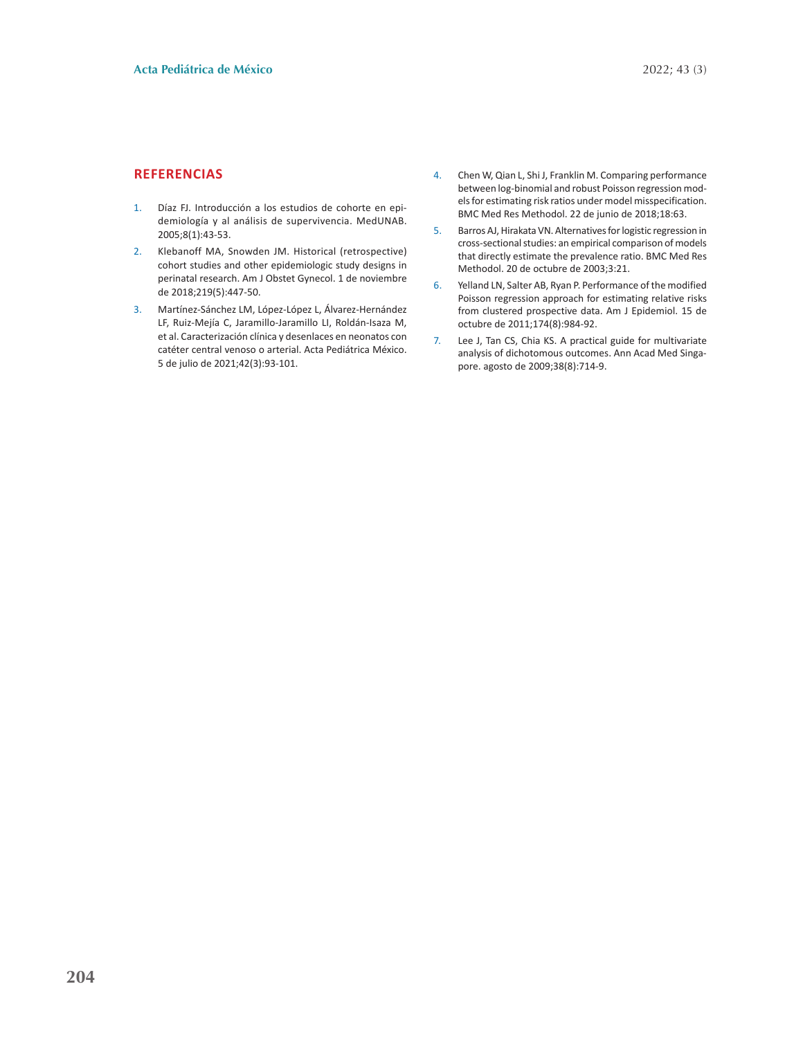## REFERENCIAS

1. Díaz FJ. Introducción a los estudios de cohorte en epidemiología y al análisis de supervivencia. MedUNAB. 2005;8(1):43-53.
2. Klebanoff MA, Snowden JM. Historical (retrospective) cohort studies and other epidemiologic study designs in perinatal research. Am J Obstet Gynecol. 1 de noviembre de 2018;219(5):447-50.
3. Martínez-Sánchez LM, López-López L, Álvarez-Hernández LF, Ruiz-Mejía C, Jaramillo-Jaramillo LI, Roldán-Isaza M, et al. Caracterización clínica y desenlaces en neonatos con catéter central venoso o arterial. Acta Pediátrica México. 5 de julio de 2021;42(3):93-101.
4. Chen W, Qian L, Shi J, Franklin M. Comparing performance between log-binomial and robust Poisson regression models for estimating risk ratios under model misspecification. BMC Med Res Methodol. 22 de junio de 2018;18:63.
5. Barros AJ, Hirakata VN. Alternatives for logistic regression in cross-sectional studies: an empirical comparison of models that directly estimate the prevalence ratio. BMC Med Res Methodol. 20 de octubre de 2003;3:21.
6. Yelland LN, Salter AB, Ryan P. Performance of the modified Poisson regression approach for estimating relative risks from clustered prospective data. Am J Epidemiol. 15 de octubre de 2011;174(8):984-92.
7. Lee J, Tan CS, Chia KS. A practical guide for multivariate analysis of dichotomous outcomes. Ann Acad Med Singapore. agosto de 2009;38(8):714-9.